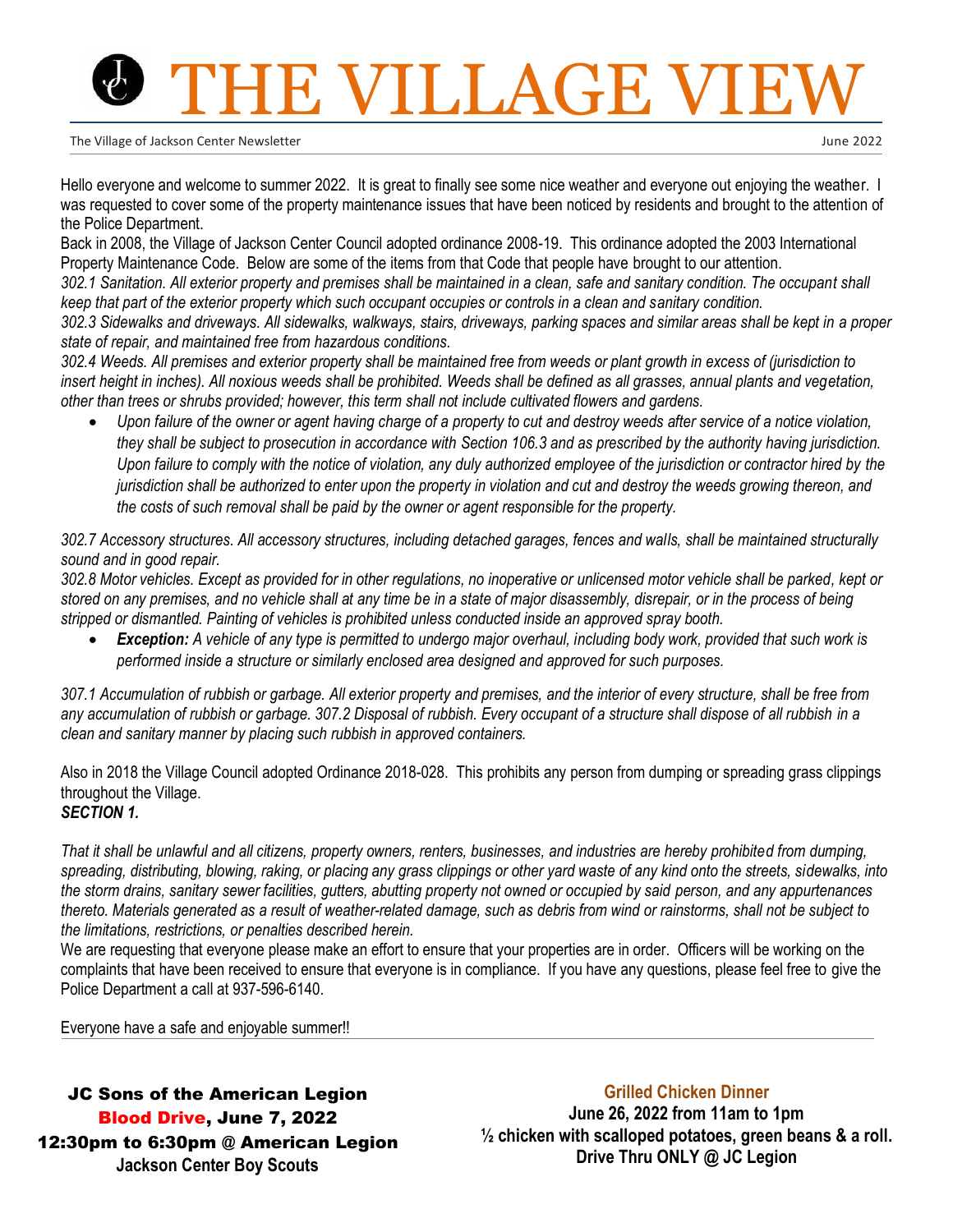# THE VILLAGE VIEW

The Village of Jackson Center Newsletter — June 2022

Hello everyone and welcome to summer 2022. It is great to finally see some nice weather and everyone out enjoying the weather. I was requested to cover some of the property maintenance issues that have been noticed by residents and brought to the attention of the Police Department.

Back in 2008, the Village of Jackson Center Council adopted ordinance 2008-19. This ordinance adopted the 2003 International Property Maintenance Code. Below are some of the items from that Code that people have brought to our attention.

*302.1 Sanitation. All exterior property and premises shall be maintained in a clean, safe and sanitary condition. The occupant shall keep that part of the exterior property which such occupant occupies or controls in a clean and sanitary condition.*

*302.3 Sidewalks and driveways. All sidewalks, walkways, stairs, driveways, parking spaces and similar areas shall be kept in a proper state of repair, and maintained free from hazardous conditions.*

*302.4 Weeds. All premises and exterior property shall be maintained free from weeds or plant growth in excess of (jurisdiction to insert height in inches). All noxious weeds shall be prohibited. Weeds shall be defined as all grasses, annual plants and vegetation, other than trees or shrubs provided; however, this term shall not include cultivated flowers and gardens.*

- *Upon failure of the owner or agent having charge of a property to cut and destroy weeds after service of a notice violation, they shall be subject to prosecution in accordance with Section 106.3 and as prescribed by the authority having jurisdiction. Upon failure to comply with the notice of violation, any duly authorized employee of the jurisdiction or contractor hired by the jurisdiction shall be authorized to enter upon the property in violation and cut and destroy the weeds growing thereon, and the costs of such removal shall be paid by the owner or agent responsible for the property.*

*302.7 Accessory structures. All accessory structures, including detached garages, fences and walls, shall be maintained structurally sound and in good repair.*

*302.8 Motor vehicles. Except as provided for in other regulations, no inoperative or unlicensed motor vehicle shall be parked, kept or stored on any premises, and no vehicle shall at any time be in a state of major disassembly, disrepair, or in the process of being stripped or dismantled. Painting of vehicles is prohibited unless conducted inside an approved spray booth.*

- ***Exception:*** *A vehicle of any type is permitted to undergo major overhaul, including body work, provided that such work is performed inside a structure or similarly enclosed area designed and approved for such purposes.*

*307.1 Accumulation of rubbish or garbage. All exterior property and premises, and the interior of every structure, shall be free from any accumulation of rubbish or garbage. 307.2 Disposal of rubbish. Every occupant of a structure shall dispose of all rubbish in a clean and sanitary manner by placing such rubbish in approved containers.*

Also in 2018 the Village Council adopted Ordinance 2018-028. This prohibits any person from dumping or spreading grass clippings throughout the Village.

***SECTION 1.***

*That it shall be unlawful and all citizens, property owners, renters, businesses, and industries are hereby prohibited from dumping, spreading, distributing, blowing, raking, or placing any grass clippings or other yard waste of any kind onto the streets, sidewalks, into the storm drains, sanitary sewer facilities, gutters, abutting property not owned or occupied by said person, and any appurtenances thereto. Materials generated as a result of weather-related damage, such as debris from wind or rainstorms, shall not be subject to the limitations, restrictions, or penalties described herein.*

We are requesting that everyone please make an effort to ensure that your properties are in order. Officers will be working on the complaints that have been received to ensure that everyone is in compliance. If you have any questions, please feel free to give the Police Department a call at 937-596-6140.

Everyone have a safe and enjoyable summer!!

---

**JC Sons of the American Legion**
**Blood Drive, June 7, 2022**
**12:30pm to 6:30pm @ American Legion**
**Jackson Center Boy Scouts**

**Grilled Chicken Dinner**
**June 26, 2022 from 11am to 1pm**
**½ chicken with scalloped potatoes, green beans & a roll.**
**Drive Thru ONLY @ JC Legion**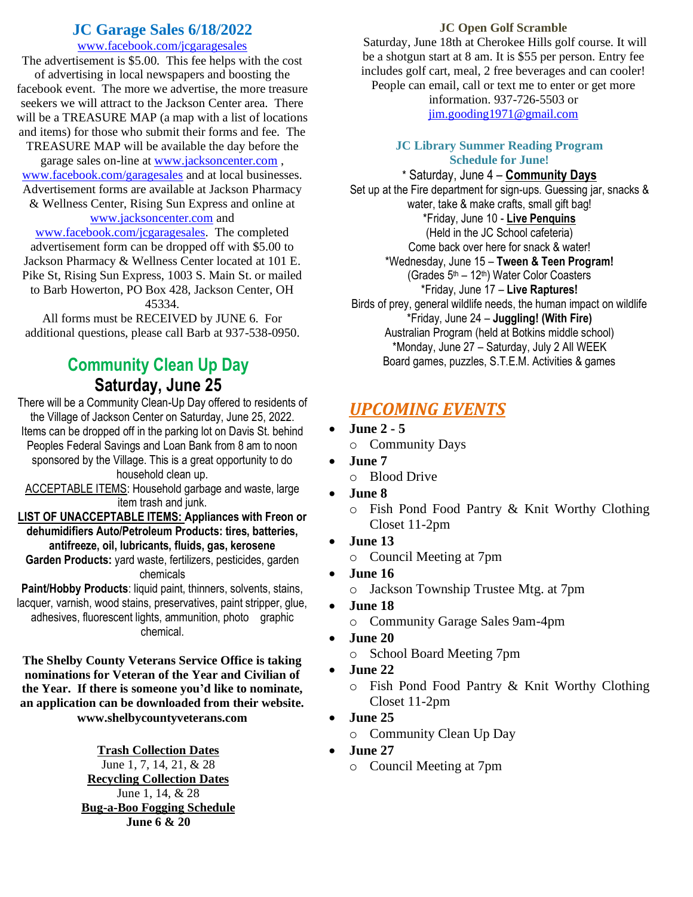## JC Garage Sales 6/18/2022

www.facebook.com/jcgaragesales

The advertisement is $5.00. This fee helps with the cost of advertising in local newspapers and boosting the facebook event. The more we advertise, the more treasure seekers we will attract to the Jackson Center area. There will be a TREASURE MAP (a map with a list of locations and items) for those who submit their forms and fee. The TREASURE MAP will be available the day before the garage sales on-line at www.jacksoncenter.com , www.facebook.com/garagesales and at local businesses. Advertisement forms are available at Jackson Pharmacy & Wellness Center, Rising Sun Express and online at www.jacksoncenter.com and www.facebook.com/jcgaragesales. The completed advertisement form can be dropped off with $5.00 to Jackson Pharmacy & Wellness Center located at 101 E. Pike St, Rising Sun Express, 1003 S. Main St. or mailed to Barb Howerton, PO Box 428, Jackson Center, OH 45334.

All forms must be RECEIVED by JUNE 6. For additional questions, please call Barb at 937-538-0950.

## Community Clean Up Day
## Saturday, June 25

There will be a Community Clean-Up Day offered to residents of the Village of Jackson Center on Saturday, June 25, 2022. Items can be dropped off in the parking lot on Davis St. behind Peoples Federal Savings and Loan Bank from 8 am to noon sponsored by the Village. This is a great opportunity to do household clean up.

ACCEPTABLE ITEMS: Household garbage and waste, large item trash and junk.

**LIST OF UNACCEPTABLE ITEMS: Appliances with Freon or dehumidifiers Auto/Petroleum Products: tires, batteries, antifreeze, oil, lubricants, fluids, gas, kerosene**

**Garden Products:** yard waste, fertilizers, pesticides, garden chemicals

**Paint/Hobby Products**: liquid paint, thinners, solvents, stains, lacquer, varnish, wood stains, preservatives, paint stripper, glue, adhesives, fluorescent lights, ammunition, photo graphic chemical.

**The Shelby County Veterans Service Office is taking nominations for Veteran of the Year and Civilian of the Year. If there is someone you'd like to nominate, an application can be downloaded from their website. www.shelbycountyveterans.com**

**Trash Collection Dates**

June 1, 7, 14, 21, & 28

**Recycling Collection Dates**

June 1, 14, & 28

**Bug-a-Boo Fogging Schedule**

**June 6 & 20**

### JC Open Golf Scramble

Saturday, June 18th at Cherokee Hills golf course. It will be a shotgun start at 8 am. It is $55 per person. Entry fee includes golf cart, meal, 2 free beverages and can cooler! People can email, call or text me to enter or get more information. 937-726-5503 or jim.gooding1971@gmail.com

### JC Library Summer Reading Program Schedule for June!

* Saturday, June 4 – **Community Days**
Set up at the Fire department for sign-ups. Guessing jar, snacks & water, take & make crafts, small gift bag!

*Friday, June 10 - **Live Penquins**
(Held in the JC School cafeteria)
Come back over here for snack & water!

*Wednesday, June 15 – **Tween & Teen Program!**
(Grades 5th – 12th) Water Color Coasters

*Friday, June 17 – **Live Raptures!**
Birds of prey, general wildlife needs, the human impact on wildlife

*Friday, June 24 – **Juggling! (With Fire)**
Australian Program (held at Botkins middle school)

*Monday, June 27 – Saturday, July 2 All WEEK
Board games, puzzles, S.T.E.M. Activities & games

## *UPCOMING EVENTS*

- **June 2 - 5**
  - Community Days
- **June 7**
  - Blood Drive
- **June 8**
  - Fish Pond Food Pantry & Knit Worthy Clothing Closet 11-2pm
- **June 13**
  - Council Meeting at 7pm
- **June 16**
  - Jackson Township Trustee Mtg. at 7pm
- **June 18**
  - Community Garage Sales 9am-4pm
- **June 20**
  - School Board Meeting 7pm
- **June 22**
  - Fish Pond Food Pantry & Knit Worthy Clothing Closet 11-2pm
- **June 25**
  - Community Clean Up Day
- **June 27**
  - Council Meeting at 7pm